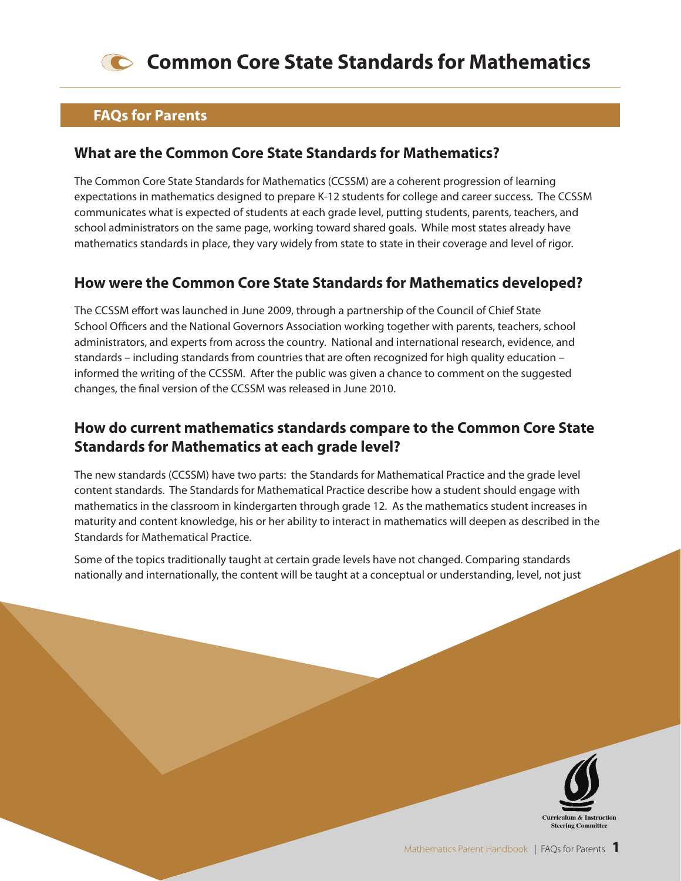# Common Core State Standards for Mathematics

## FAQs for Parents

### What are the Common Core State Standards for Mathematics?

The Common Core State Standards for Mathematics (CCSSM) are a coherent progression of learning expectations in mathematics designed to prepare K-12 students for college and career success. The CCSSM communicates what is expected of students at each grade level, putting students, parents, teachers, and school administrators on the same page, working toward shared goals. While most states already have mathematics standards in place, they vary widely from state to state in their coverage and level of rigor.

### How were the Common Core State Standards for Mathematics developed?

The CCSSM effort was launched in June 2009, through a partnership of the Council of Chief State School Officers and the National Governors Association working together with parents, teachers, school administrators, and experts from across the country. National and international research, evidence, and standards – including standards from countries that are often recognized for high quality education – informed the writing of the CCSSM. After the public was given a chance to comment on the suggested changes, the final version of the CCSSM was released in June 2010.

### How do current mathematics standards compare to the Common Core State Standards for Mathematics at each grade level?

The new standards (CCSSM) have two parts: the Standards for Mathematical Practice and the grade level content standards. The Standards for Mathematical Practice describe how a student should engage with mathematics in the classroom in kindergarten through grade 12. As the mathematics student increases in maturity and content knowledge, his or her ability to interact in mathematics will deepen as described in the Standards for Mathematical Practice.

Some of the topics traditionally taught at certain grade levels have not changed. Comparing standards nationally and internationally, the content will be taught at a conceptual or understanding, level, not just

Curriculum & Instruction Steering Committee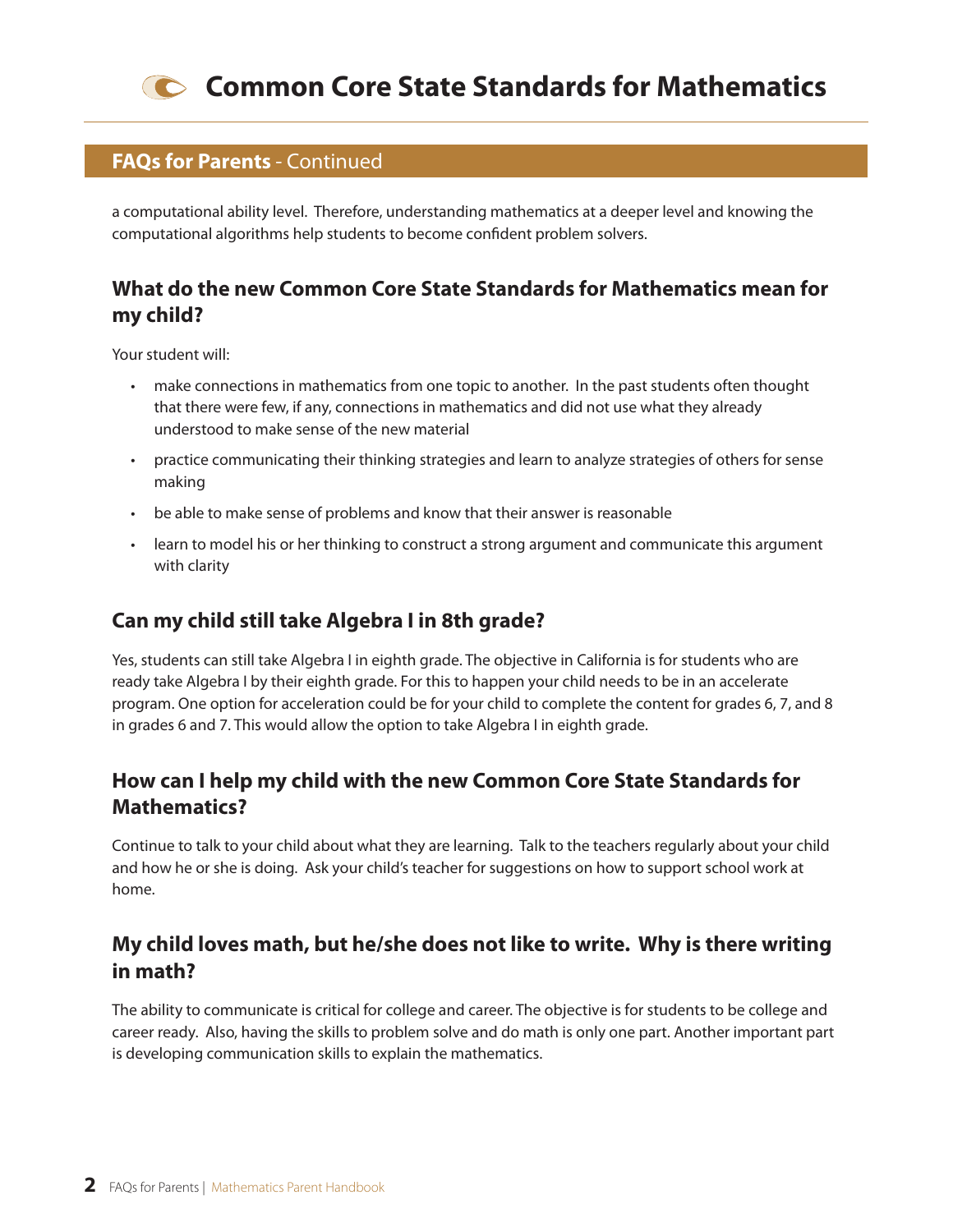## FAQs for Parents - Continued

a computational ability level. Therefore, understanding mathematics at a deeper level and knowing the computational algorithms help students to become confident problem solvers.

### What do the new Common Core State Standards for Mathematics mean for my child?

Your student will:

- make connections in mathematics from one topic to another. In the past students often thought that there were few, if any, connections in mathematics and did not use what they already understood to make sense of the new material
- practice communicating their thinking strategies and learn to analyze strategies of others for sense making
- be able to make sense of problems and know that their answer is reasonable
- learn to model his or her thinking to construct a strong argument and communicate this argument with clarity

### Can my child still take Algebra I in 8th grade?

Yes, students can still take Algebra I in eighth grade. The objective in California is for students who are ready take Algebra I by their eighth grade. For this to happen your child needs to be in an accelerate program. One option for acceleration could be for your child to complete the content for grades 6, 7, and 8 in grades 6 and 7. This would allow the option to take Algebra I in eighth grade.

### How can I help my child with the new Common Core State Standards for Mathematics?

Continue to talk to your child about what they are learning. Talk to the teachers regularly about your child and how he or she is doing. Ask your child's teacher for suggestions on how to support school work at home.

### My child loves math, but he/she does not like to write. Why is there writing in math?

The ability to communicate is critical for college and career. The objective is for students to be college and career ready. Also, having the skills to problem solve and do math is only one part. Another important part is developing communication skills to explain the mathematics.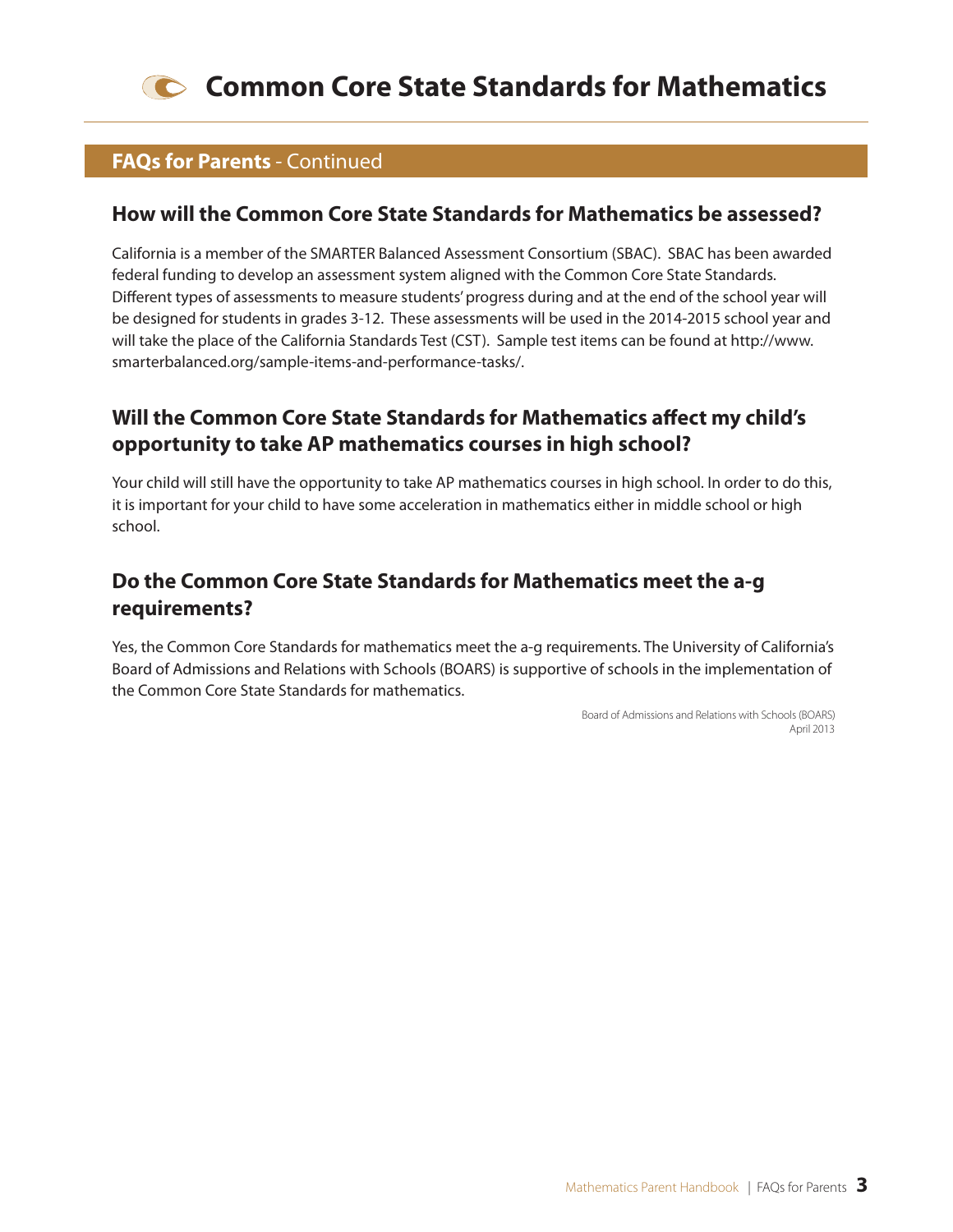# Common Core State Standards for Mathematics

## **FAQs for Parents** - Continued

### How will the Common Core State Standards for Mathematics be assessed?

California is a member of the SMARTER Balanced Assessment Consortium (SBAC). SBAC has been awarded federal funding to develop an assessment system aligned with the Common Core State Standards. Different types of assessments to measure students' progress during and at the end of the school year will be designed for students in grades 3-12. These assessments will be used in the 2014-2015 school year and will take the place of the California Standards Test (CST). Sample test items can be found at http://www.smarterbalanced.org/sample-items-and-performance-tasks/.

### Will the Common Core State Standards for Mathematics affect my child's opportunity to take AP mathematics courses in high school?

Your child will still have the opportunity to take AP mathematics courses in high school. In order to do this, it is important for your child to have some acceleration in mathematics either in middle school or high school.

### Do the Common Core State Standards for Mathematics meet the a-g requirements?

Yes, the Common Core Standards for mathematics meet the a-g requirements. The University of California's Board of Admissions and Relations with Schools (BOARS) is supportive of schools in the implementation of the Common Core State Standards for mathematics.

Board of Admissions and Relations with Schools (BOARS)
April 2013